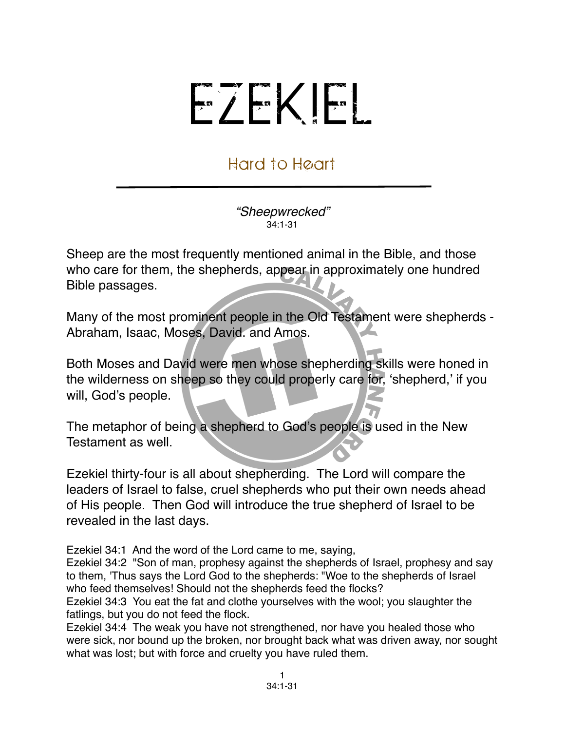# EZEKIEL

## Hard to Heart

*"Sheepwrecked"*
34:1-31

Sheep are the most frequently mentioned animal in the Bible, and those who care for them, the shepherds, appear in approximately one hundred Bible passages.

Many of the most prominent people in the Old Testament were shepherds - Abraham, Isaac, Moses, David. and Amos.

Both Moses and David were men whose shepherding skills were honed in the wilderness on sheep so they could properly care for, 'shepherd,' if you will, God's people.

The metaphor of being a shepherd to God's people is used in the New Testament as well.

Ezekiel thirty-four is all about shepherding. The Lord will compare the leaders of Israel to false, cruel shepherds who put their own needs ahead of His people. Then God will introduce the true shepherd of Israel to be revealed in the last days.

Ezekiel 34:1 And the word of the Lord came to me, saying,
Ezekiel 34:2 "Son of man, prophesy against the shepherds of Israel, prophesy and say to them, 'Thus says the Lord God to the shepherds: "Woe to the shepherds of Israel who feed themselves! Should not the shepherds feed the flocks?
Ezekiel 34:3 You eat the fat and clothe yourselves with the wool; you slaughter the fatlings, but you do not feed the flock.
Ezekiel 34:4 The weak you have not strengthened, nor have you healed those who were sick, nor bound up the broken, nor brought back what was driven away, nor sought what was lost; but with force and cruelty you have ruled them.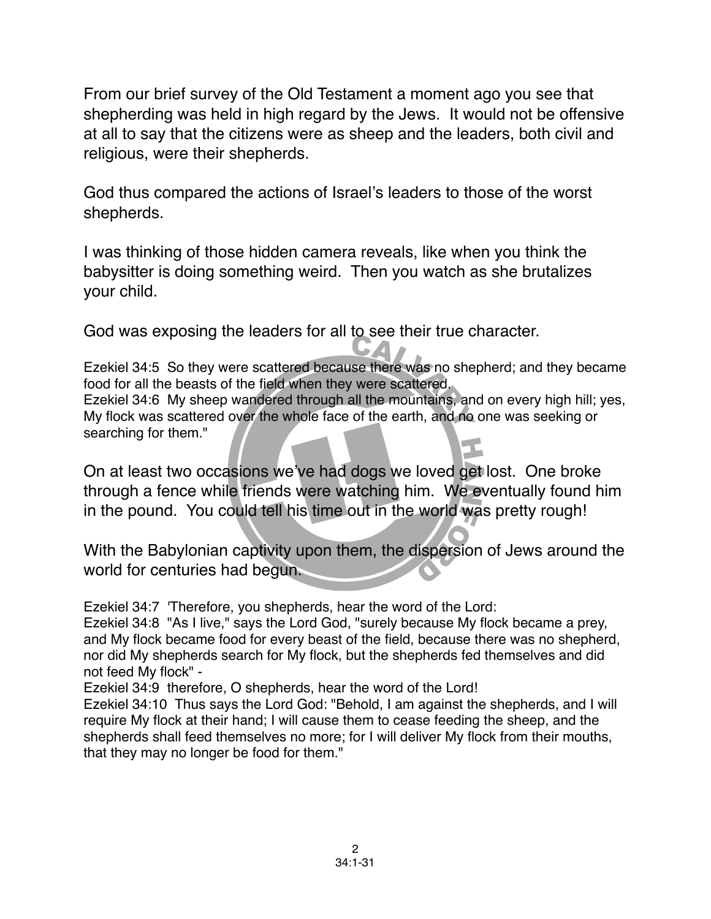From our brief survey of the Old Testament a moment ago you see that shepherding was held in high regard by the Jews. It would not be offensive at all to say that the citizens were as sheep and the leaders, both civil and religious, were their shepherds.

God thus compared the actions of Israel's leaders to those of the worst shepherds.

I was thinking of those hidden camera reveals, like when you think the babysitter is doing something weird. Then you watch as she brutalizes your child.

God was exposing the leaders for all to see their true character.

Ezekiel 34:5 So they were scattered because there was no shepherd; and they became food for all the beasts of the field when they were scattered.
Ezekiel 34:6 My sheep wandered through all the mountains, and on every high hill; yes, My flock was scattered over the whole face of the earth, and no one was seeking or searching for them."

On at least two occasions we've had dogs we loved get lost. One broke through a fence while friends were watching him. We eventually found him in the pound. You could tell his time out in the world was pretty rough!

With the Babylonian captivity upon them, the dispersion of Jews around the world for centuries had begun.

Ezekiel 34:7 'Therefore, you shepherds, hear the word of the Lord:
Ezekiel 34:8 "As I live," says the Lord God, "surely because My flock became a prey, and My flock became food for every beast of the field, because there was no shepherd, nor did My shepherds search for My flock, but the shepherds fed themselves and did not feed My flock" -
Ezekiel 34:9 therefore, O shepherds, hear the word of the Lord!
Ezekiel 34:10 Thus says the Lord God: "Behold, I am against the shepherds, and I will require My flock at their hand; I will cause them to cease feeding the sheep, and the shepherds shall feed themselves no more; for I will deliver My flock from their mouths, that they may no longer be food for them."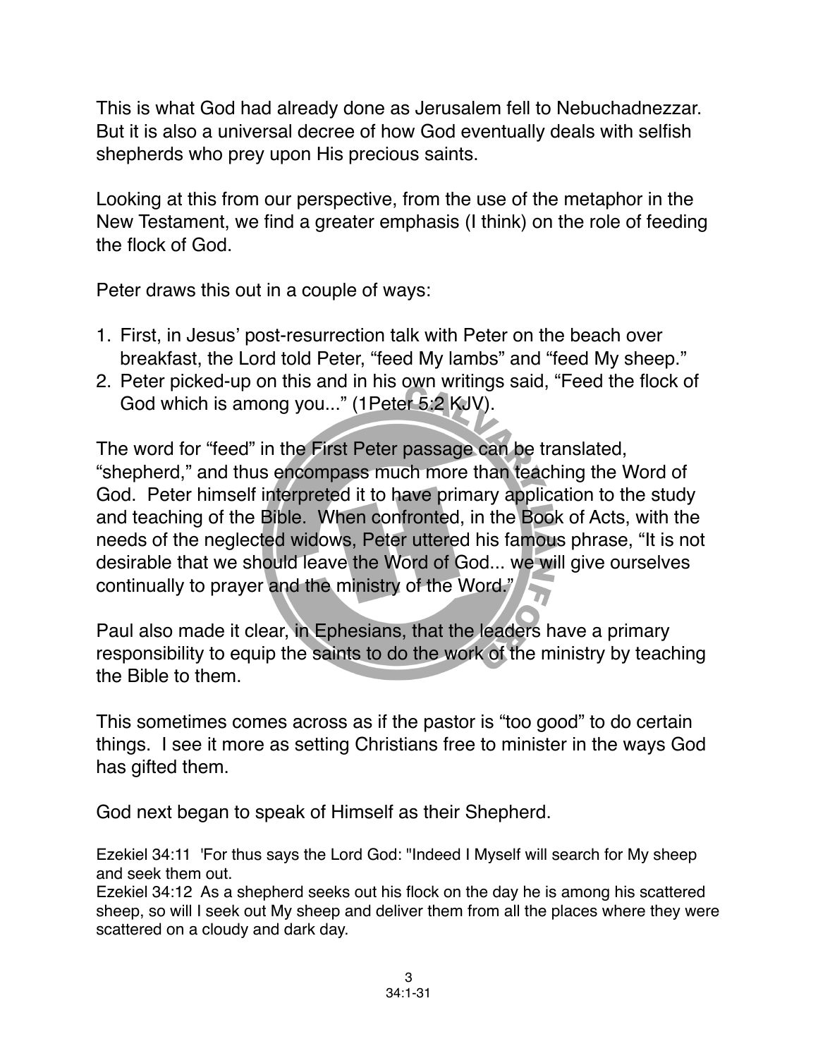This is what God had already done as Jerusalem fell to Nebuchadnezzar. But it is also a universal decree of how God eventually deals with selfish shepherds who prey upon His precious saints.

Looking at this from our perspective, from the use of the metaphor in the New Testament, we find a greater emphasis (I think) on the role of feeding the flock of God.

Peter draws this out in a couple of ways:

1. First, in Jesus' post-resurrection talk with Peter on the beach over breakfast, the Lord told Peter, "feed My lambs" and "feed My sheep."
2. Peter picked-up on this and in his own writings said, "Feed the flock of God which is among you..." (1Peter 5:2 KJV).

The word for "feed" in the First Peter passage can be translated, "shepherd," and thus encompass much more than teaching the Word of God. Peter himself interpreted it to have primary application to the study and teaching of the Bible. When confronted, in the Book of Acts, with the needs of the neglected widows, Peter uttered his famous phrase, "It is not desirable that we should leave the Word of God... we will give ourselves continually to prayer and the ministry of the Word."

Paul also made it clear, in Ephesians, that the leaders have a primary responsibility to equip the saints to do the work of the ministry by teaching the Bible to them.

This sometimes comes across as if the pastor is "too good" to do certain things. I see it more as setting Christians free to minister in the ways God has gifted them.

God next began to speak of Himself as their Shepherd.

Ezekiel 34:11 'For thus says the Lord God: "Indeed I Myself will search for My sheep and seek them out.
Ezekiel 34:12 As a shepherd seeks out his flock on the day he is among his scattered sheep, so will I seek out My sheep and deliver them from all the places where they were scattered on a cloudy and dark day.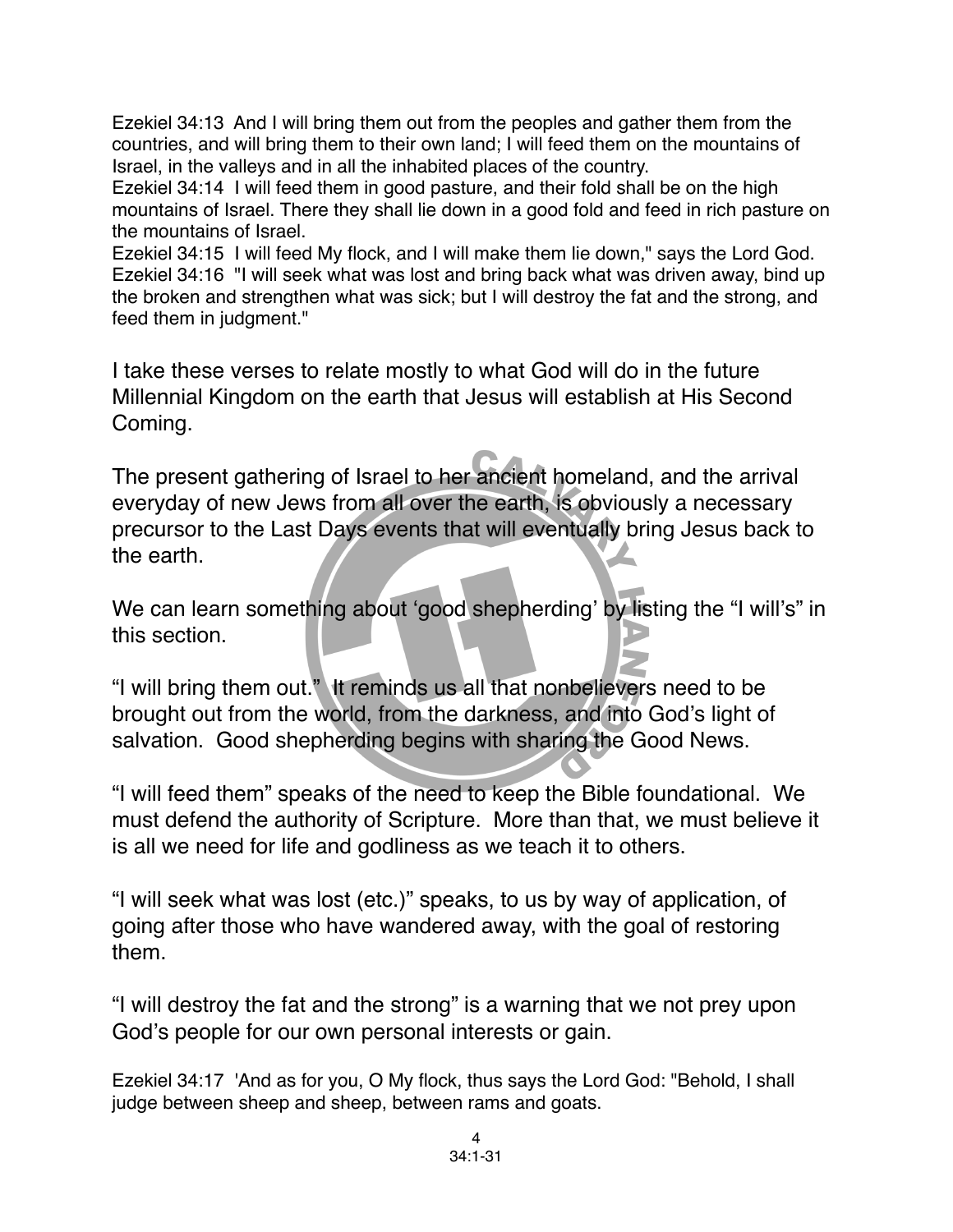Ezekiel 34:13 And I will bring them out from the peoples and gather them from the countries, and will bring them to their own land; I will feed them on the mountains of Israel, in the valleys and in all the inhabited places of the country.
Ezekiel 34:14 I will feed them in good pasture, and their fold shall be on the high mountains of Israel. There they shall lie down in a good fold and feed in rich pasture on the mountains of Israel.
Ezekiel 34:15 I will feed My flock, and I will make them lie down," says the Lord God.
Ezekiel 34:16 "I will seek what was lost and bring back what was driven away, bind up the broken and strengthen what was sick; but I will destroy the fat and the strong, and feed them in judgment."

I take these verses to relate mostly to what God will do in the future Millennial Kingdom on the earth that Jesus will establish at His Second Coming.

The present gathering of Israel to her ancient homeland, and the arrival everyday of new Jews from all over the earth, is obviously a necessary precursor to the Last Days events that will eventually bring Jesus back to the earth.

We can learn something about 'good shepherding' by listing the "I will's" in this section.

"I will bring them out." It reminds us all that nonbelievers need to be brought out from the world, from the darkness, and into God's light of salvation. Good shepherding begins with sharing the Good News.

"I will feed them" speaks of the need to keep the Bible foundational. We must defend the authority of Scripture. More than that, we must believe it is all we need for life and godliness as we teach it to others.

"I will seek what was lost (etc.)" speaks, to us by way of application, of going after those who have wandered away, with the goal of restoring them.

"I will destroy the fat and the strong" is a warning that we not prey upon God's people for our own personal interests or gain.

Ezekiel 34:17 'And as for you, O My flock, thus says the Lord God: "Behold, I shall judge between sheep and sheep, between rams and goats.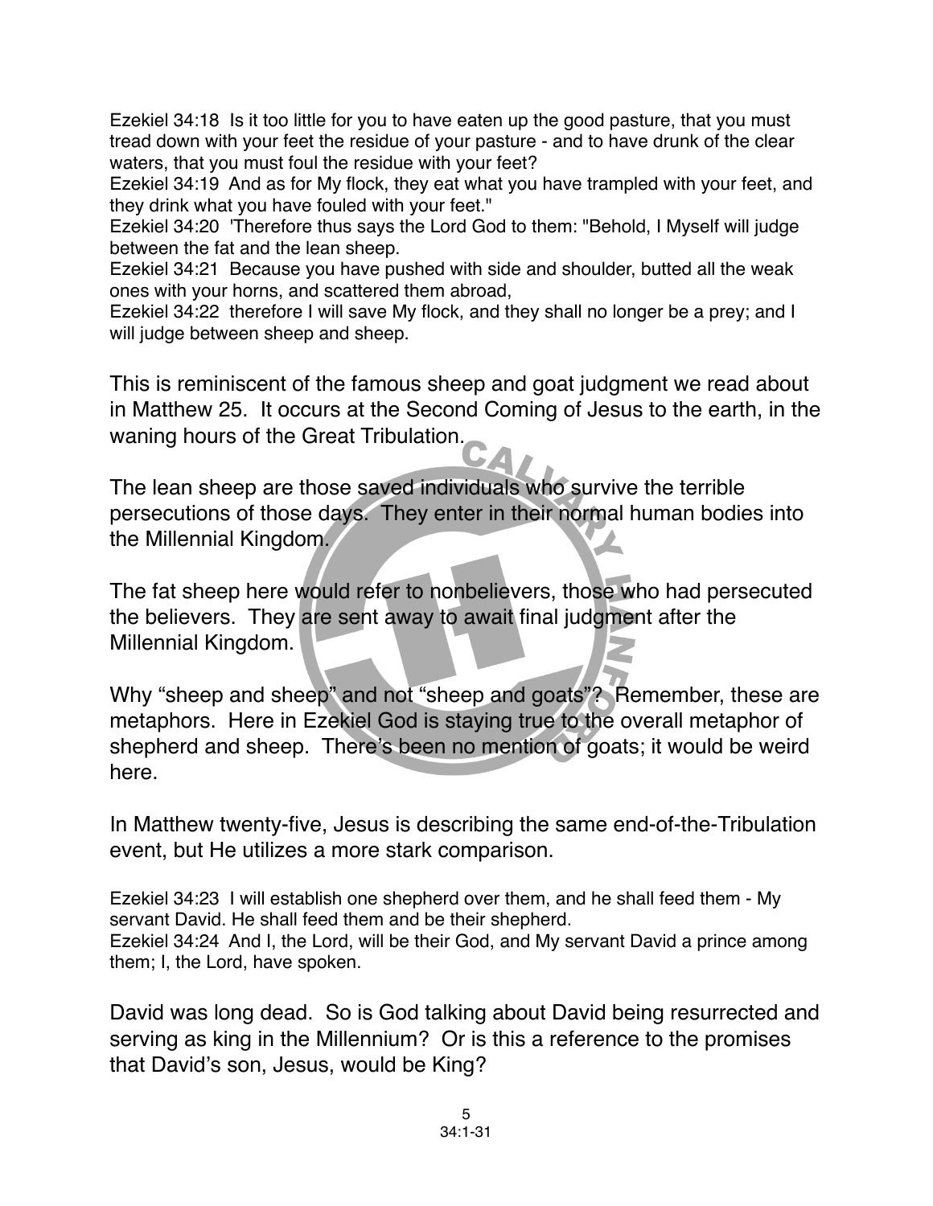Ezekiel 34:18 Is it too little for you to have eaten up the good pasture, that you must tread down with your feet the residue of your pasture - and to have drunk of the clear waters, that you must foul the residue with your feet?
Ezekiel 34:19 And as for My flock, they eat what you have trampled with your feet, and they drink what you have fouled with your feet."
Ezekiel 34:20 'Therefore thus says the Lord God to them: "Behold, I Myself will judge between the fat and the lean sheep.
Ezekiel 34:21 Because you have pushed with side and shoulder, butted all the weak ones with your horns, and scattered them abroad,
Ezekiel 34:22 therefore I will save My flock, and they shall no longer be a prey; and I will judge between sheep and sheep.

This is reminiscent of the famous sheep and goat judgment we read about in Matthew 25. It occurs at the Second Coming of Jesus to the earth, in the waning hours of the Great Tribulation.

The lean sheep are those saved individuals who survive the terrible persecutions of those days. They enter in their normal human bodies into the Millennial Kingdom.

The fat sheep here would refer to nonbelievers, those who had persecuted the believers. They are sent away to await final judgment after the Millennial Kingdom.

Why "sheep and sheep" and not "sheep and goats"? Remember, these are metaphors. Here in Ezekiel God is staying true to the overall metaphor of shepherd and sheep. There's been no mention of goats; it would be weird here.

In Matthew twenty-five, Jesus is describing the same end-of-the-Tribulation event, but He utilizes a more stark comparison.

Ezekiel 34:23 I will establish one shepherd over them, and he shall feed them - My servant David. He shall feed them and be their shepherd.
Ezekiel 34:24 And I, the Lord, will be their God, and My servant David a prince among them; I, the Lord, have spoken.

David was long dead. So is God talking about David being resurrected and serving as king in the Millennium? Or is this a reference to the promises that David's son, Jesus, would be King?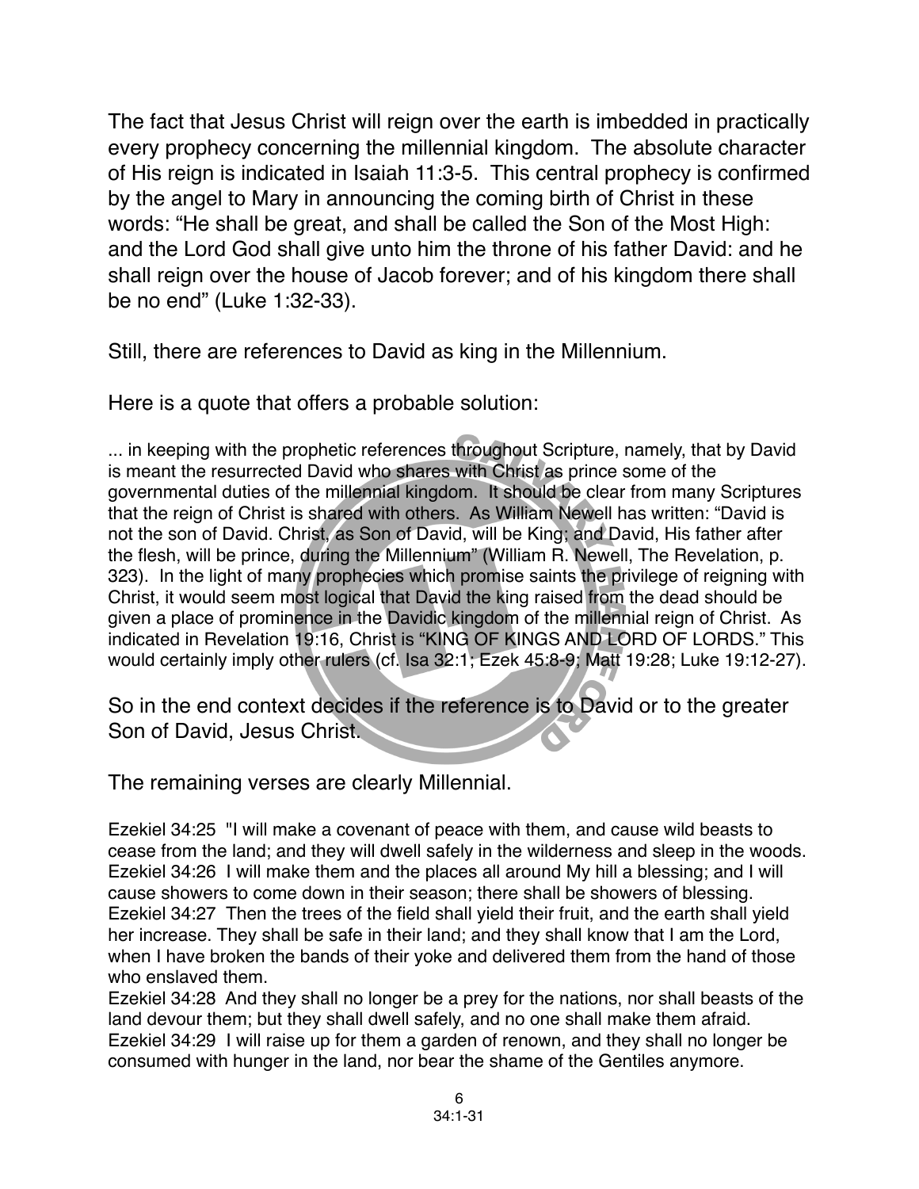The fact that Jesus Christ will reign over the earth is imbedded in practically every prophecy concerning the millennial kingdom. The absolute character of His reign is indicated in Isaiah 11:3-5. This central prophecy is confirmed by the angel to Mary in announcing the coming birth of Christ in these words: "He shall be great, and shall be called the Son of the Most High: and the Lord God shall give unto him the throne of his father David: and he shall reign over the house of Jacob forever; and of his kingdom there shall be no end" (Luke 1:32-33).

Still, there are references to David as king in the Millennium.

Here is a quote that offers a probable solution:

> ... in keeping with the prophetic references throughout Scripture, namely, that by David is meant the resurrected David who shares with Christ as prince some of the governmental duties of the millennial kingdom. It should be clear from many Scriptures that the reign of Christ is shared with others. As William Newell has written: "David is not the son of David. Christ, as Son of David, will be King; and David, His father after the flesh, will be prince, during the Millennium" (William R. Newell, The Revelation, p. 323). In the light of many prophecies which promise saints the privilege of reigning with Christ, it would seem most logical that David the king raised from the dead should be given a place of prominence in the Davidic kingdom of the millennial reign of Christ. As indicated in Revelation 19:16, Christ is "KING OF KINGS AND LORD OF LORDS." This would certainly imply other rulers (cf. Isa 32:1; Ezek 45:8-9; Matt 19:28; Luke 19:12-27).

So in the end context decides if the reference is to David or to the greater Son of David, Jesus Christ.

The remaining verses are clearly Millennial.

Ezekiel 34:25 "I will make a covenant of peace with them, and cause wild beasts to cease from the land; and they will dwell safely in the wilderness and sleep in the woods.
Ezekiel 34:26 I will make them and the places all around My hill a blessing; and I will cause showers to come down in their season; there shall be showers of blessing.
Ezekiel 34:27 Then the trees of the field shall yield their fruit, and the earth shall yield her increase. They shall be safe in their land; and they shall know that I am the Lord, when I have broken the bands of their yoke and delivered them from the hand of those who enslaved them.
Ezekiel 34:28 And they shall no longer be a prey for the nations, nor shall beasts of the land devour them; but they shall dwell safely, and no one shall make them afraid.
Ezekiel 34:29 I will raise up for them a garden of renown, and they shall no longer be consumed with hunger in the land, nor bear the shame of the Gentiles anymore.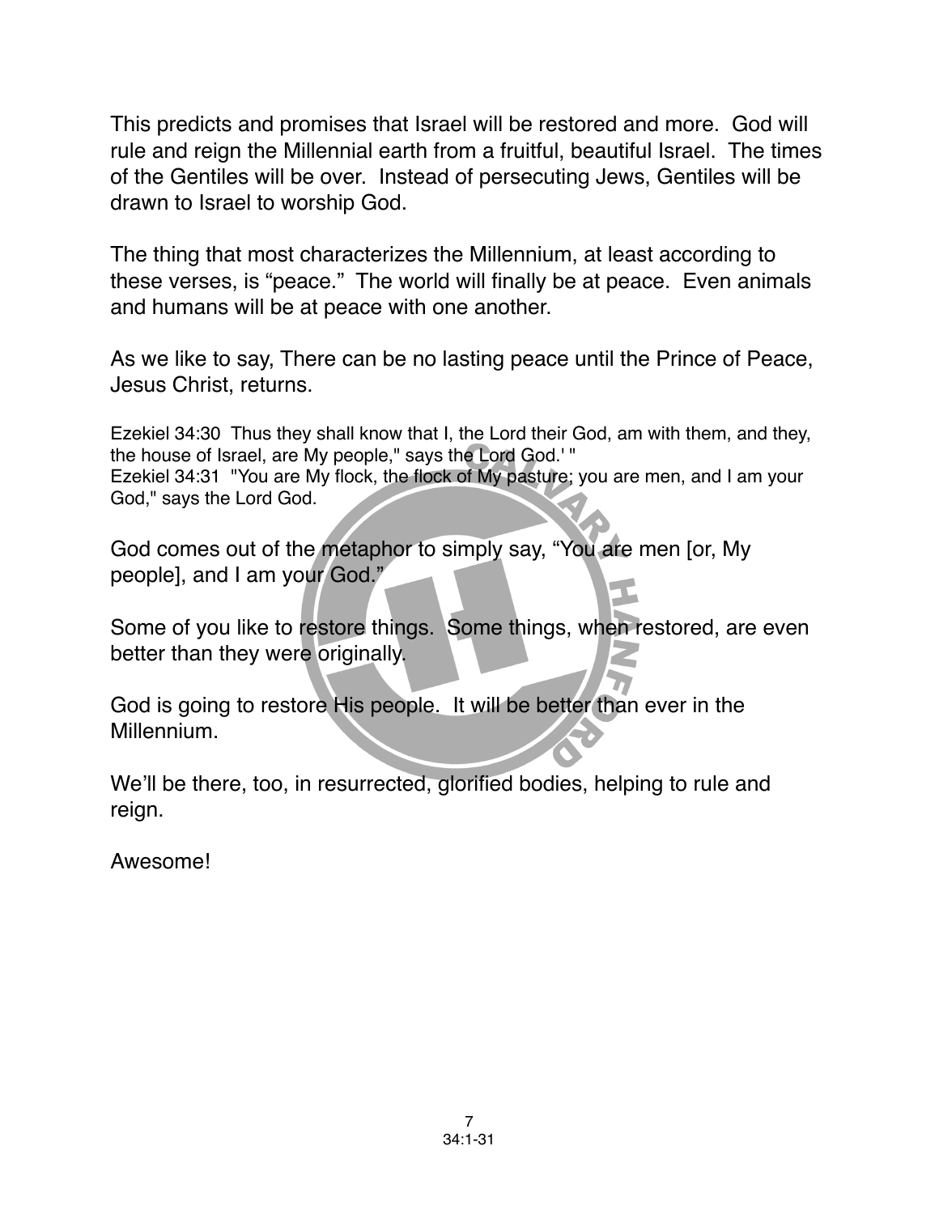This predicts and promises that Israel will be restored and more. God will rule and reign the Millennial earth from a fruitful, beautiful Israel. The times of the Gentiles will be over. Instead of persecuting Jews, Gentiles will be drawn to Israel to worship God.

The thing that most characterizes the Millennium, at least according to these verses, is "peace." The world will finally be at peace. Even animals and humans will be at peace with one another.

As we like to say, There can be no lasting peace until the Prince of Peace, Jesus Christ, returns.

Ezekiel 34:30 Thus they shall know that I, the Lord their God, am with them, and they, the house of Israel, are My people," says the Lord God.' "
Ezekiel 34:31 "You are My flock, the flock of My pasture; you are men, and I am your God," says the Lord God.

God comes out of the metaphor to simply say, "You are men [or, My people], and I am your God."

Some of you like to restore things. Some things, when restored, are even better than they were originally.

God is going to restore His people. It will be better than ever in the Millennium.

We'll be there, too, in resurrected, glorified bodies, helping to rule and reign.

Awesome!